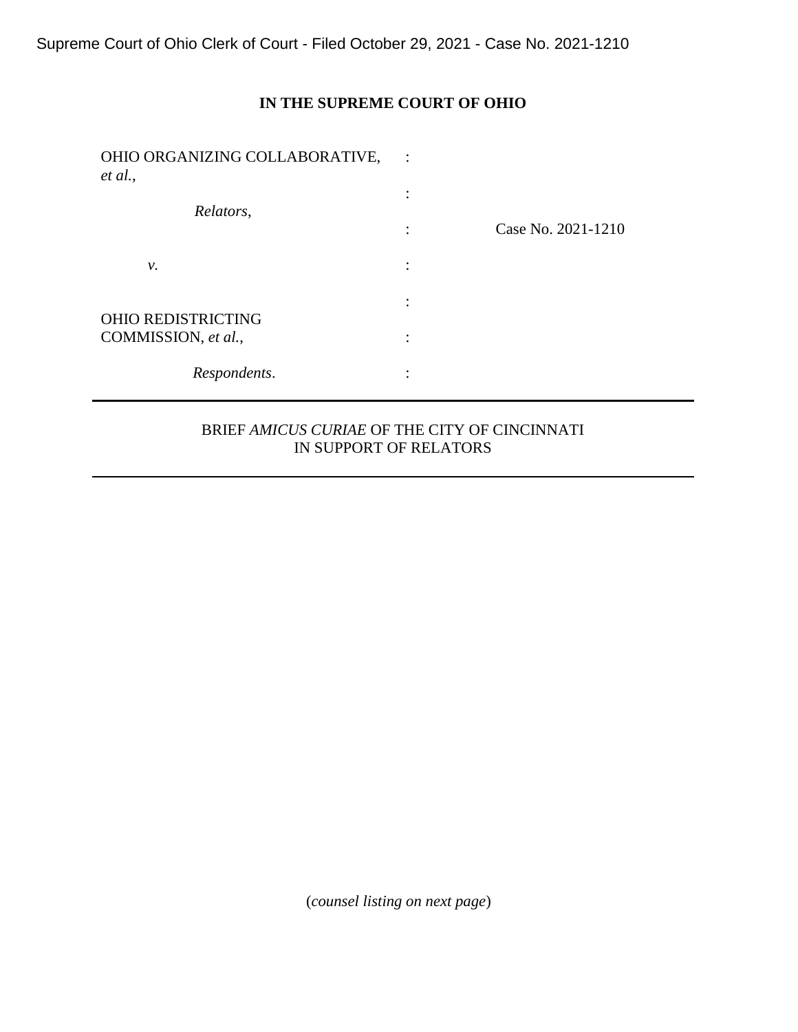Supreme Court of Ohio Clerk of Court - Filed October 29, 2021 - Case No. 2021-1210

**IN THE SUPREME COURT OF OHIO**

| | | |
|---|---|---|
| OHIO ORGANIZING COLLABORATIVE, *et al.*, | : | |
| | : | |
| *Relators*, | : | Case No. 2021-1210 |
| *v.* | : | |
| | : | |
| OHIO REDISTRICTING COMMISSION, *et al.*, | : | |
| *Respondents*. | : | |

---

BRIEF *AMICUS CURIAE* OF THE CITY OF CINCINNATI
IN SUPPORT OF RELATORS

---

(*counsel listing on next page*)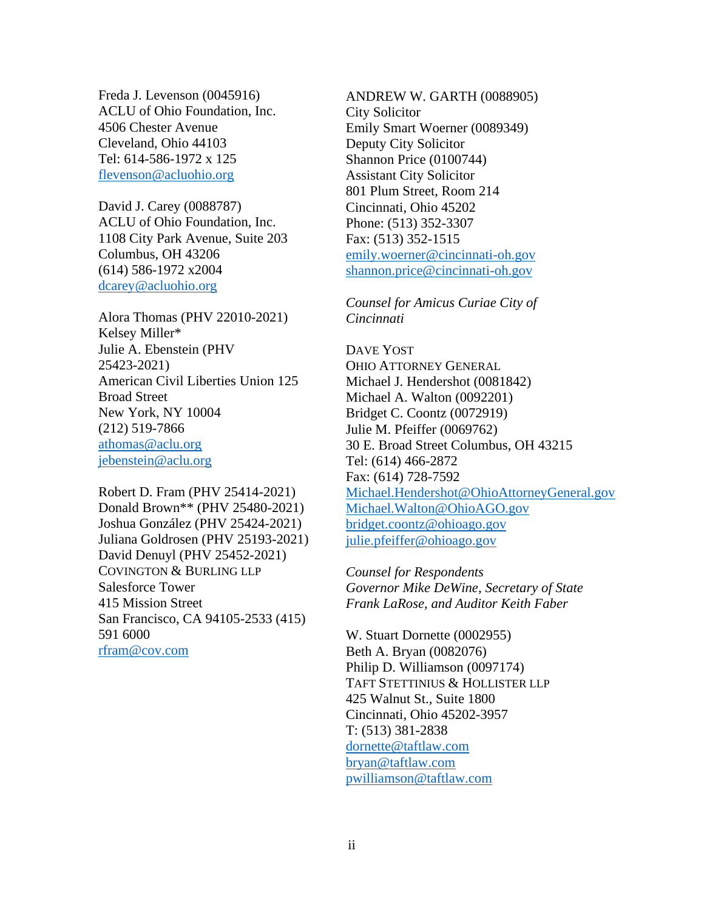Freda J. Levenson (0045916)
ACLU of Ohio Foundation, Inc.
4506 Chester Avenue
Cleveland, Ohio 44103
Tel: 614-586-1972 x 125
flevenson@acluohio.org

David J. Carey (0088787)
ACLU of Ohio Foundation, Inc.
1108 City Park Avenue, Suite 203
Columbus, OH 43206
(614) 586-1972 x2004
dcarey@acluohio.org

Alora Thomas (PHV 22010-2021)
Kelsey Miller*
Julie A. Ebenstein (PHV 25423-2021)
American Civil Liberties Union 125 Broad Street
New York, NY 10004
(212) 519-7866
athomas@aclu.org
jebenstein@aclu.org

Robert D. Fram (PHV 25414-2021)
Donald Brown** (PHV 25480-2021)
Joshua González (PHV 25424-2021)
Juliana Goldrosen (PHV 25193-2021)
David Denuyl (PHV 25452-2021)
COVINGTON & BURLING LLP
Salesforce Tower
415 Mission Street
San Francisco, CA 94105-2533 (415) 591 6000
rfram@cov.com

ANDREW W. GARTH (0088905)
City Solicitor
Emily Smart Woerner (0089349)
Deputy City Solicitor
Shannon Price (0100744)
Assistant City Solicitor
801 Plum Street, Room 214
Cincinnati, Ohio 45202
Phone: (513) 352-3307
Fax: (513) 352-1515
emily.woerner@cincinnati-oh.gov
shannon.price@cincinnati-oh.gov

*Counsel for Amicus Curiae City of Cincinnati*

DAVE YOST
OHIO ATTORNEY GENERAL
Michael J. Hendershot (0081842)
Michael A. Walton (0092201)
Bridget C. Coontz (0072919)
Julie M. Pfeiffer (0069762)
30 E. Broad Street Columbus, OH 43215
Tel: (614) 466-2872
Fax: (614) 728-7592
Michael.Hendershot@OhioAttorneyGeneral.gov
Michael.Walton@OhioAGO.gov
bridget.coontz@ohioago.gov
julie.pfeiffer@ohioago.gov

*Counsel for Respondents Governor Mike DeWine, Secretary of State Frank LaRose, and Auditor Keith Faber*

W. Stuart Dornette (0002955)
Beth A. Bryan (0082076)
Philip D. Williamson (0097174)
TAFT STETTINIUS & HOLLISTER LLP
425 Walnut St., Suite 1800
Cincinnati, Ohio 45202-3957
T: (513) 381-2838
dornette@taftlaw.com
bryan@taftlaw.com
pwilliamson@taftlaw.com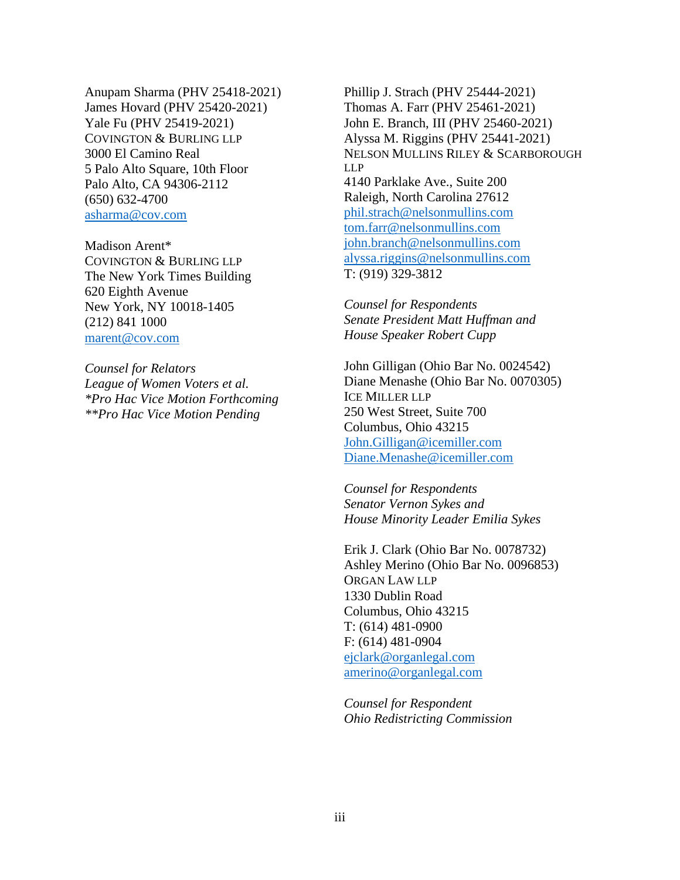Anupam Sharma (PHV 25418-2021)
James Hovard (PHV 25420-2021)
Yale Fu (PHV 25419-2021)
COVINGTON & BURLING LLP
3000 El Camino Real
5 Palo Alto Square, 10th Floor
Palo Alto, CA 94306-2112
(650) 632-4700
asharma@cov.com

Madison Arent*
COVINGTON & BURLING LLP
The New York Times Building
620 Eighth Avenue
New York, NY 10018-1405
(212) 841 1000
marent@cov.com

*Counsel for Relators*
*League of Women Voters et al.*
**Pro Hac Vice Motion Forthcoming*
***Pro Hac Vice Motion Pending*

Phillip J. Strach (PHV 25444-2021)
Thomas A. Farr (PHV 25461-2021)
John E. Branch, III (PHV 25460-2021)
Alyssa M. Riggins (PHV 25441-2021)
NELSON MULLINS RILEY & SCARBOROUGH LLP
4140 Parklake Ave., Suite 200
Raleigh, North Carolina 27612
phil.strach@nelsonmullins.com
tom.farr@nelsonmullins.com
john.branch@nelsonmullins.com
alyssa.riggins@nelsonmullins.com
T: (919) 329-3812

*Counsel for Respondents*
*Senate President Matt Huffman and*
*House Speaker Robert Cupp*

John Gilligan (Ohio Bar No. 0024542)
Diane Menashe (Ohio Bar No. 0070305)
ICE MILLER LLP
250 West Street, Suite 700
Columbus, Ohio 43215
John.Gilligan@icemiller.com
Diane.Menashe@icemiller.com

*Counsel for Respondents*
*Senator Vernon Sykes and*
*House Minority Leader Emilia Sykes*

Erik J. Clark (Ohio Bar No. 0078732)
Ashley Merino (Ohio Bar No. 0096853)
ORGAN LAW LLP
1330 Dublin Road
Columbus, Ohio 43215
T: (614) 481-0900
F: (614) 481-0904
ejclark@organlegal.com
amerino@organlegal.com

*Counsel for Respondent*
*Ohio Redistricting Commission*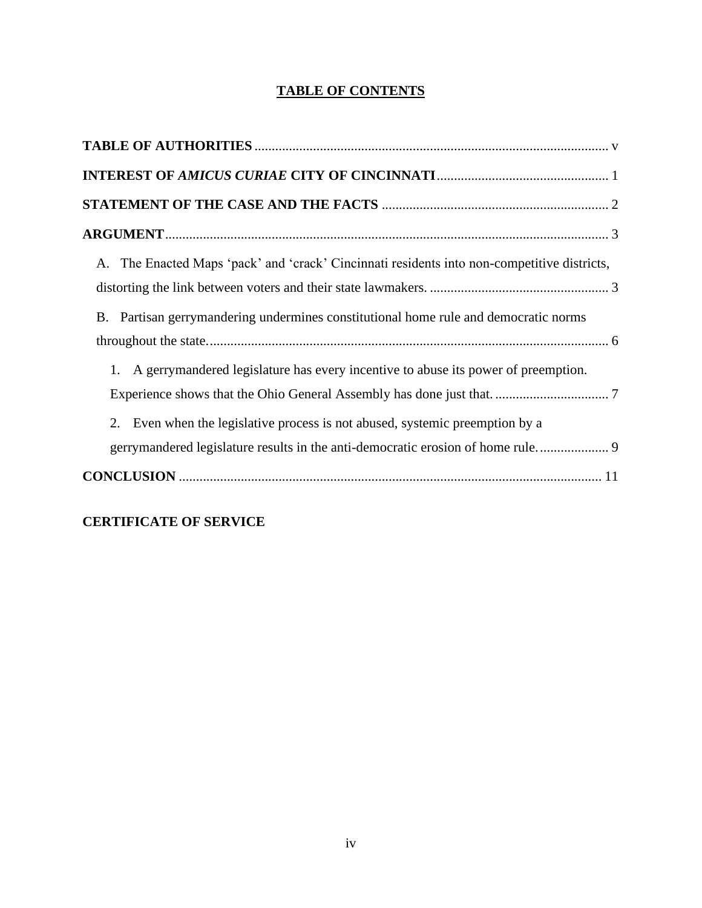## TABLE OF CONTENTS

**TABLE OF AUTHORITIES** ........................................................................................................ v

**INTEREST OF *AMICUS CURIAE* CITY OF CINCINNATI** .................................................. 1

**STATEMENT OF THE CASE AND THE FACTS** ................................................................ 2

**ARGUMENT** ............................................................................................................................. 3

A. The Enacted Maps 'pack' and 'crack' Cincinnati residents into non-competitive districts, distorting the link between voters and their state lawmakers. .................................................... 3

B. Partisan gerrymandering undermines constitutional home rule and democratic norms throughout the state. ..................................................................................................................... 6

1. A gerrymandered legislature has every incentive to abuse its power of preemption. Experience shows that the Ohio General Assembly has done just that. ................................. 7

2. Even when the legislative process is not abused, systemic preemption by a gerrymandered legislature results in the anti-democratic erosion of home rule. .................... 9

**CONCLUSION** ........................................................................................................................ 11

**CERTIFICATE OF SERVICE**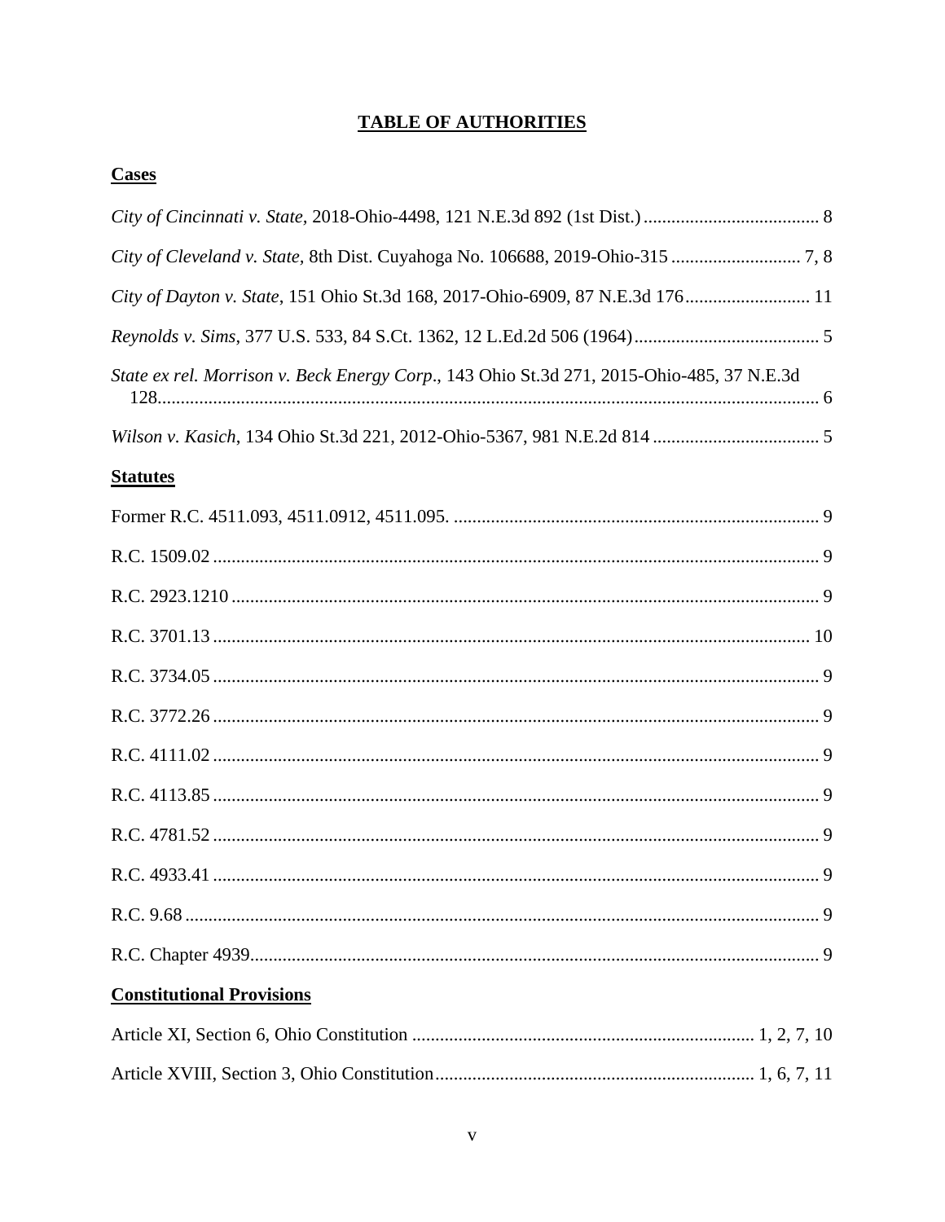# TABLE OF AUTHORITIES

## Cases

*City of Cincinnati v. State*, 2018-Ohio-4498, 121 N.E.3d 892 (1st Dist.) ...................................... 8

*City of Cleveland v. State*, 8th Dist. Cuyahoga No. 106688, 2019-Ohio-315 ............................ 7, 8

*City of Dayton v. State*, 151 Ohio St.3d 168, 2017-Ohio-6909, 87 N.E.3d 176 ........................... 11

*Reynolds v. Sims*, 377 U.S. 533, 84 S.Ct. 1362, 12 L.Ed.2d 506 (1964) ........................................ 5

*State ex rel. Morrison v. Beck Energy Corp*., 143 Ohio St.3d 271, 2015-Ohio-485, 37 N.E.3d 128 ................................................................................................................................ 6

*Wilson v. Kasich*, 134 Ohio St.3d 221, 2012-Ohio-5367, 981 N.E.2d 814 .................................... 5

## Statutes

Former R.C. 4511.093, 4511.0912, 4511.095. ............................................................................... 9

R.C. 1509.02 .................................................................................................................................. 9

R.C. 2923.1210 .............................................................................................................................. 9

R.C. 3701.13 ................................................................................................................................ 10

R.C. 3734.05 .................................................................................................................................. 9

R.C. 3772.26 .................................................................................................................................. 9

R.C. 4111.02 .................................................................................................................................. 9

R.C. 4113.85 .................................................................................................................................. 9

R.C. 4781.52 .................................................................................................................................. 9

R.C. 4933.41 .................................................................................................................................. 9

R.C. 9.68 ........................................................................................................................................ 9

R.C. Chapter 4939........................................................................................................................... 9

## Constitutional Provisions

Article XI, Section 6, Ohio Constitution .......................................................................... 1, 2, 7, 10

Article XVIII, Section 3, Ohio Constitution.................................................................... 1, 6, 7, 11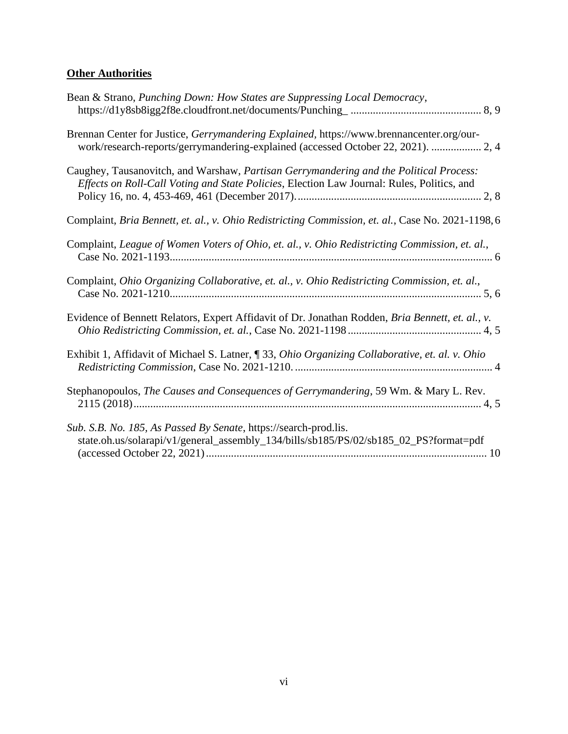**Other Authorities**

Bean & Strano, *Punching Down: How States are Suppressing Local Democracy*, https://d1y8sb8igg2f8e.cloudfront.net/documents/Punching_ ............................................. 8, 9

Brennan Center for Justice, *Gerrymandering Explained*, https://www.brennancenter.org/our-work/research-reports/gerrymandering-explained (accessed October 22, 2021). ................. 2, 4

Caughey, Tausanovitch, and Warshaw, *Partisan Gerrymandering and the Political Process: Effects on Roll-Call Voting and State Policies*, Election Law Journal: Rules, Politics, and Policy 16, no. 4, 453-469, 461 (December 2017). ................................................................. 2, 8

Complaint, *Bria Bennett, et. al., v. Ohio Redistricting Commission, et. al.*, Case No. 2021-1198, 6

Complaint, *League of Women Voters of Ohio, et. al., v. Ohio Redistricting Commission, et. al.*, Case No. 2021-1193.................................................................................................................. 6

Complaint, *Ohio Organizing Collaborative, et. al., v. Ohio Redistricting Commission, et. al.*, Case No. 2021-1210.............................................................................................................. 5, 6

Evidence of Bennett Relators, Expert Affidavit of Dr. Jonathan Rodden, *Bria Bennett, et. al., v. Ohio Redistricting Commission, et. al.*, Case No. 2021-1198 ............................................... 4, 5

Exhibit 1, Affidavit of Michael S. Latner, ¶ 33, *Ohio Organizing Collaborative, et. al. v. Ohio Redistricting Commission*, Case No. 2021-1210. ...................................................................... 4

Stephanopoulos, *The Causes and Consequences of Gerrymandering*, 59 Wm. & Mary L. Rev. 2115 (2018)........................................................................................................................... 4, 5

*Sub. S.B. No. 185, As Passed By Senate*, https://search-prod.lis. state.oh.us/solarapi/v1/general_assembly_134/bills/sb185/PS/02/sb185_02_PS?format=pdf (accessed October 22, 2021)................................................................................................... 10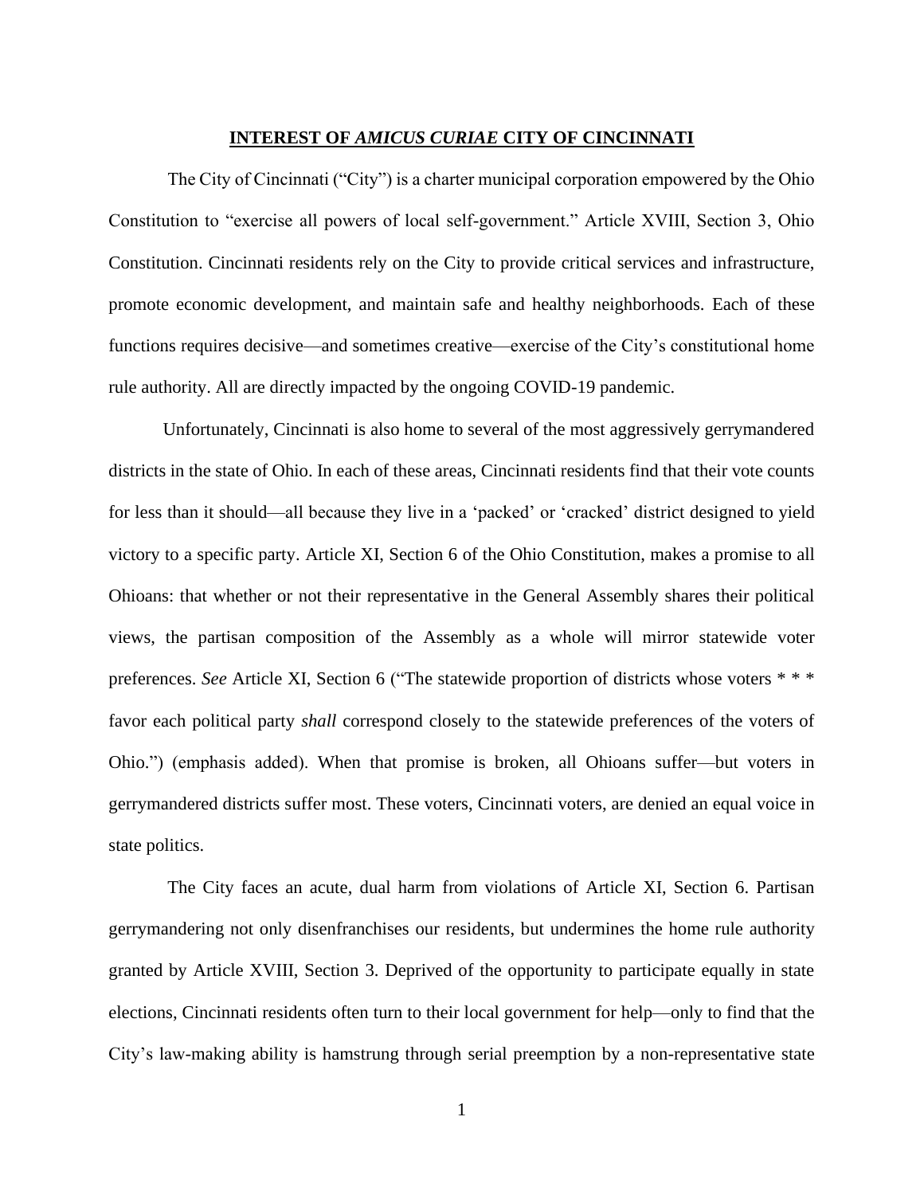## **INTEREST OF *AMICUS CURIAE* CITY OF CINCINNATI**

The City of Cincinnati ("City") is a charter municipal corporation empowered by the Ohio Constitution to "exercise all powers of local self-government." Article XVIII, Section 3, Ohio Constitution. Cincinnati residents rely on the City to provide critical services and infrastructure, promote economic development, and maintain safe and healthy neighborhoods. Each of these functions requires decisive—and sometimes creative—exercise of the City's constitutional home rule authority. All are directly impacted by the ongoing COVID-19 pandemic.

Unfortunately, Cincinnati is also home to several of the most aggressively gerrymandered districts in the state of Ohio. In each of these areas, Cincinnati residents find that their vote counts for less than it should—all because they live in a 'packed' or 'cracked' district designed to yield victory to a specific party. Article XI, Section 6 of the Ohio Constitution, makes a promise to all Ohioans: that whether or not their representative in the General Assembly shares their political views, the partisan composition of the Assembly as a whole will mirror statewide voter preferences. *See* Article XI, Section 6 ("The statewide proportion of districts whose voters * * * favor each political party *shall* correspond closely to the statewide preferences of the voters of Ohio.") (emphasis added). When that promise is broken, all Ohioans suffer—but voters in gerrymandered districts suffer most. These voters, Cincinnati voters, are denied an equal voice in state politics.

The City faces an acute, dual harm from violations of Article XI, Section 6. Partisan gerrymandering not only disenfranchises our residents, but undermines the home rule authority granted by Article XVIII, Section 3. Deprived of the opportunity to participate equally in state elections, Cincinnati residents often turn to their local government for help—only to find that the City's law-making ability is hamstrung through serial preemption by a non-representative state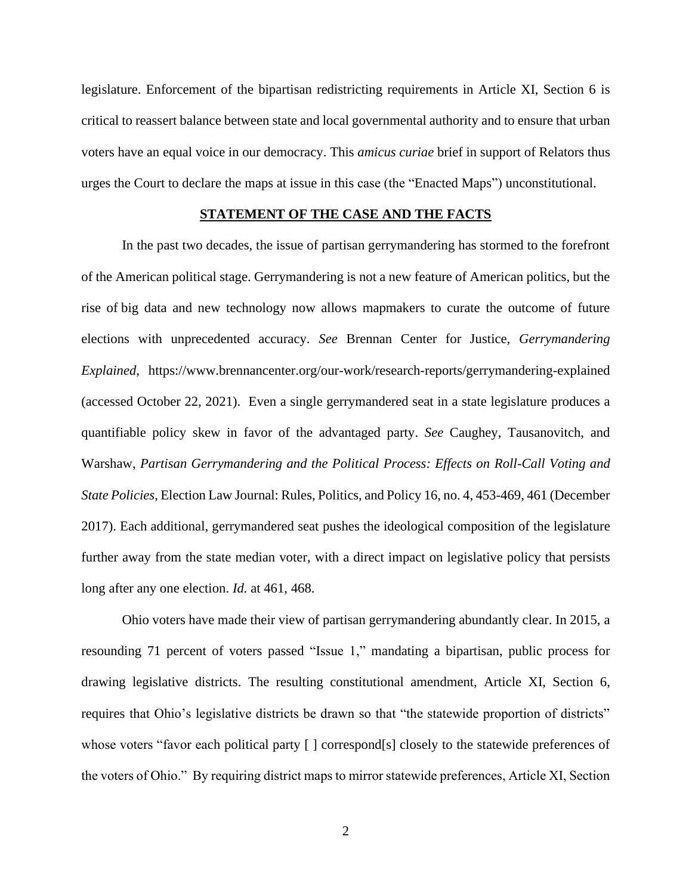legislature. Enforcement of the bipartisan redistricting requirements in Article XI, Section 6 is critical to reassert balance between state and local governmental authority and to ensure that urban voters have an equal voice in our democracy. This *amicus curiae* brief in support of Relators thus urges the Court to declare the maps at issue in this case (the "Enacted Maps") unconstitutional.

## STATEMENT OF THE CASE AND THE FACTS

In the past two decades, the issue of partisan gerrymandering has stormed to the forefront of the American political stage. Gerrymandering is not a new feature of American politics, but the rise of big data and new technology now allows mapmakers to curate the outcome of future elections with unprecedented accuracy. *See* Brennan Center for Justice, *Gerrymandering Explained*, https://www.brennancenter.org/our-work/research-reports/gerrymandering-explained (accessed October 22, 2021). Even a single gerrymandered seat in a state legislature produces a quantifiable policy skew in favor of the advantaged party. *See* Caughey, Tausanovitch, and Warshaw, *Partisan Gerrymandering and the Political Process: Effects on Roll-Call Voting and State Policies*, Election Law Journal: Rules, Politics, and Policy 16, no. 4, 453-469, 461 (December 2017). Each additional, gerrymandered seat pushes the ideological composition of the legislature further away from the state median voter, with a direct impact on legislative policy that persists long after any one election. *Id.* at 461, 468.

Ohio voters have made their view of partisan gerrymandering abundantly clear. In 2015, a resounding 71 percent of voters passed "Issue 1," mandating a bipartisan, public process for drawing legislative districts. The resulting constitutional amendment, Article XI, Section 6, requires that Ohio's legislative districts be drawn so that "the statewide proportion of districts" whose voters "favor each political party [ ] correspond[s] closely to the statewide preferences of the voters of Ohio." By requiring district maps to mirror statewide preferences, Article XI, Section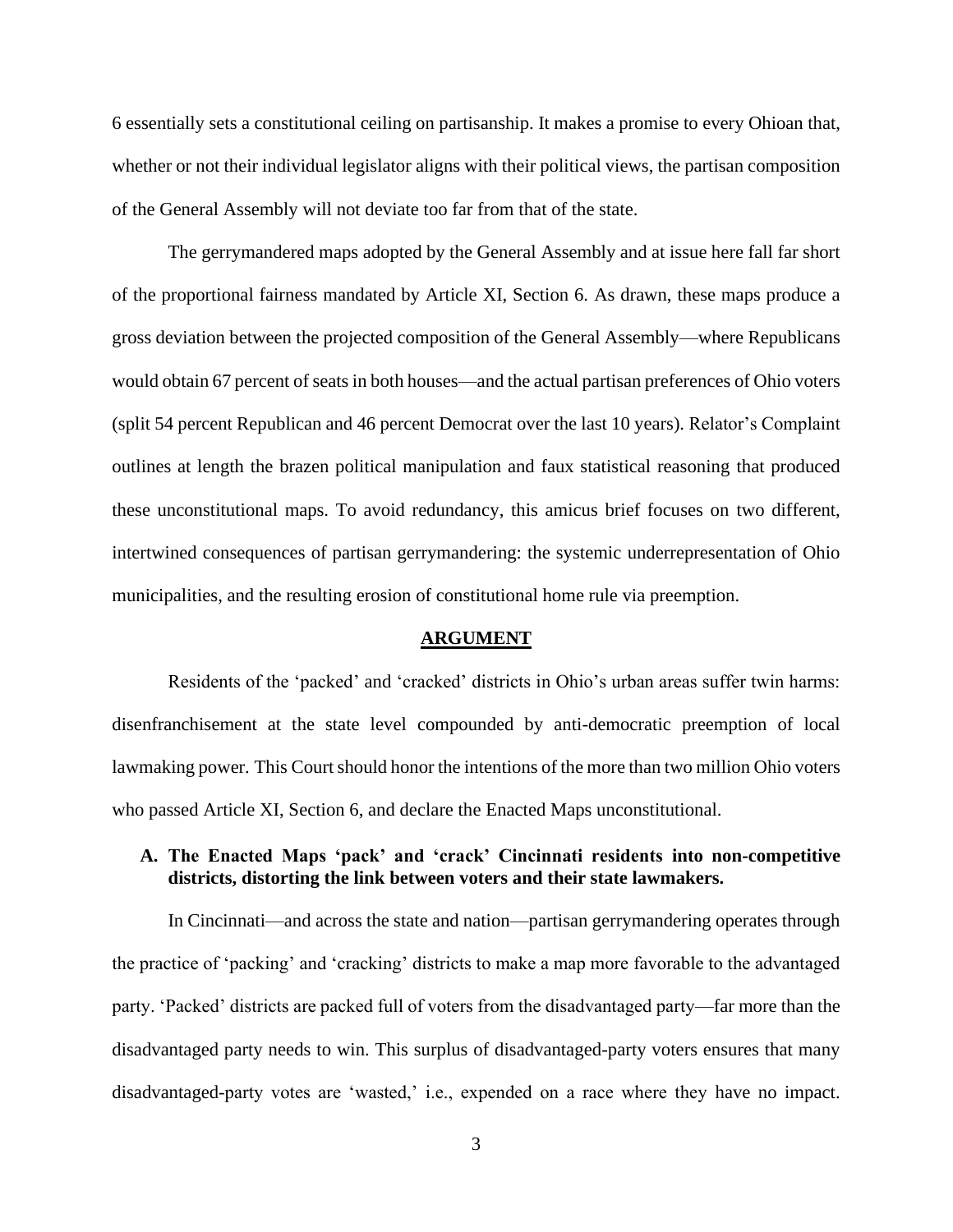6 essentially sets a constitutional ceiling on partisanship. It makes a promise to every Ohioan that, whether or not their individual legislator aligns with their political views, the partisan composition of the General Assembly will not deviate too far from that of the state.

The gerrymandered maps adopted by the General Assembly and at issue here fall far short of the proportional fairness mandated by Article XI, Section 6. As drawn, these maps produce a gross deviation between the projected composition of the General Assembly—where Republicans would obtain 67 percent of seats in both houses—and the actual partisan preferences of Ohio voters (split 54 percent Republican and 46 percent Democrat over the last 10 years). Relator's Complaint outlines at length the brazen political manipulation and faux statistical reasoning that produced these unconstitutional maps. To avoid redundancy, this amicus brief focuses on two different, intertwined consequences of partisan gerrymandering: the systemic underrepresentation of Ohio municipalities, and the resulting erosion of constitutional home rule via preemption.

## ARGUMENT

Residents of the 'packed' and 'cracked' districts in Ohio's urban areas suffer twin harms: disenfranchisement at the state level compounded by anti-democratic preemption of local lawmaking power. This Court should honor the intentions of the more than two million Ohio voters who passed Article XI, Section 6, and declare the Enacted Maps unconstitutional.

### A. The Enacted Maps 'pack' and 'crack' Cincinnati residents into non-competitive districts, distorting the link between voters and their state lawmakers.

In Cincinnati—and across the state and nation—partisan gerrymandering operates through the practice of 'packing' and 'cracking' districts to make a map more favorable to the advantaged party. 'Packed' districts are packed full of voters from the disadvantaged party—far more than the disadvantaged party needs to win. This surplus of disadvantaged-party voters ensures that many disadvantaged-party votes are 'wasted,' i.e., expended on a race where they have no impact.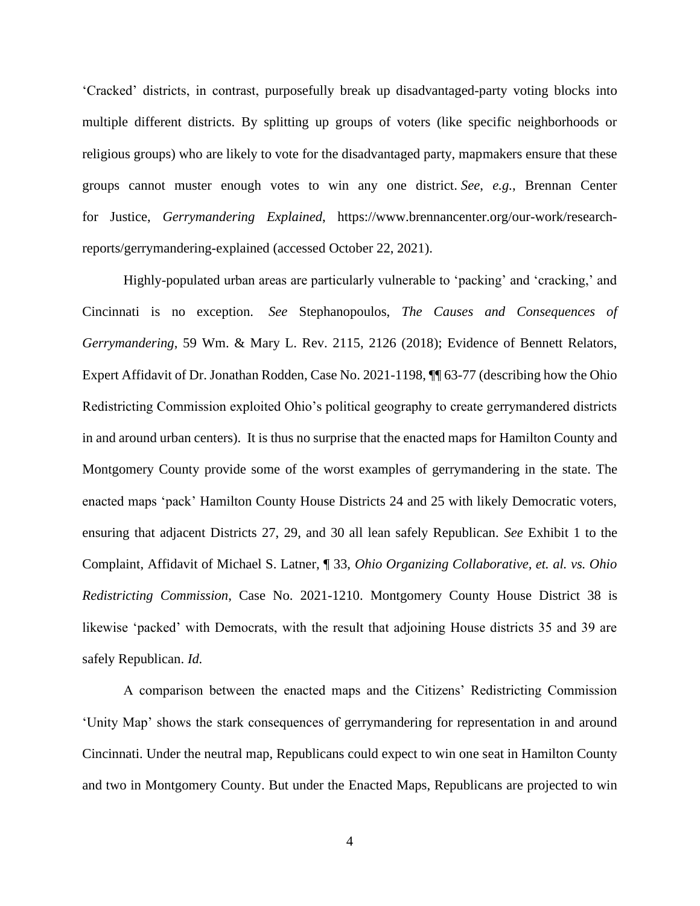'Cracked' districts, in contrast, purposefully break up disadvantaged-party voting blocks into multiple different districts. By splitting up groups of voters (like specific neighborhoods or religious groups) who are likely to vote for the disadvantaged party, mapmakers ensure that these groups cannot muster enough votes to win any one district. *See, e.g.*, Brennan Center for Justice, *Gerrymandering Explained*, https://www.brennancenter.org/our-work/research-reports/gerrymandering-explained (accessed October 22, 2021).

Highly-populated urban areas are particularly vulnerable to 'packing' and 'cracking,' and Cincinnati is no exception. *See* Stephanopoulos, *The Causes and Consequences of Gerrymandering*, 59 Wm. & Mary L. Rev. 2115, 2126 (2018); Evidence of Bennett Relators, Expert Affidavit of Dr. Jonathan Rodden, Case No. 2021-1198, ¶¶ 63-77 (describing how the Ohio Redistricting Commission exploited Ohio's political geography to create gerrymandered districts in and around urban centers). It is thus no surprise that the enacted maps for Hamilton County and Montgomery County provide some of the worst examples of gerrymandering in the state. The enacted maps 'pack' Hamilton County House Districts 24 and 25 with likely Democratic voters, ensuring that adjacent Districts 27, 29, and 30 all lean safely Republican. *See* Exhibit 1 to the Complaint, Affidavit of Michael S. Latner, ¶ 33, *Ohio Organizing Collaborative, et. al. vs. Ohio Redistricting Commission*, Case No. 2021-1210. Montgomery County House District 38 is likewise 'packed' with Democrats, with the result that adjoining House districts 35 and 39 are safely Republican. *Id.*

A comparison between the enacted maps and the Citizens' Redistricting Commission 'Unity Map' shows the stark consequences of gerrymandering for representation in and around Cincinnati. Under the neutral map, Republicans could expect to win one seat in Hamilton County and two in Montgomery County. But under the Enacted Maps, Republicans are projected to win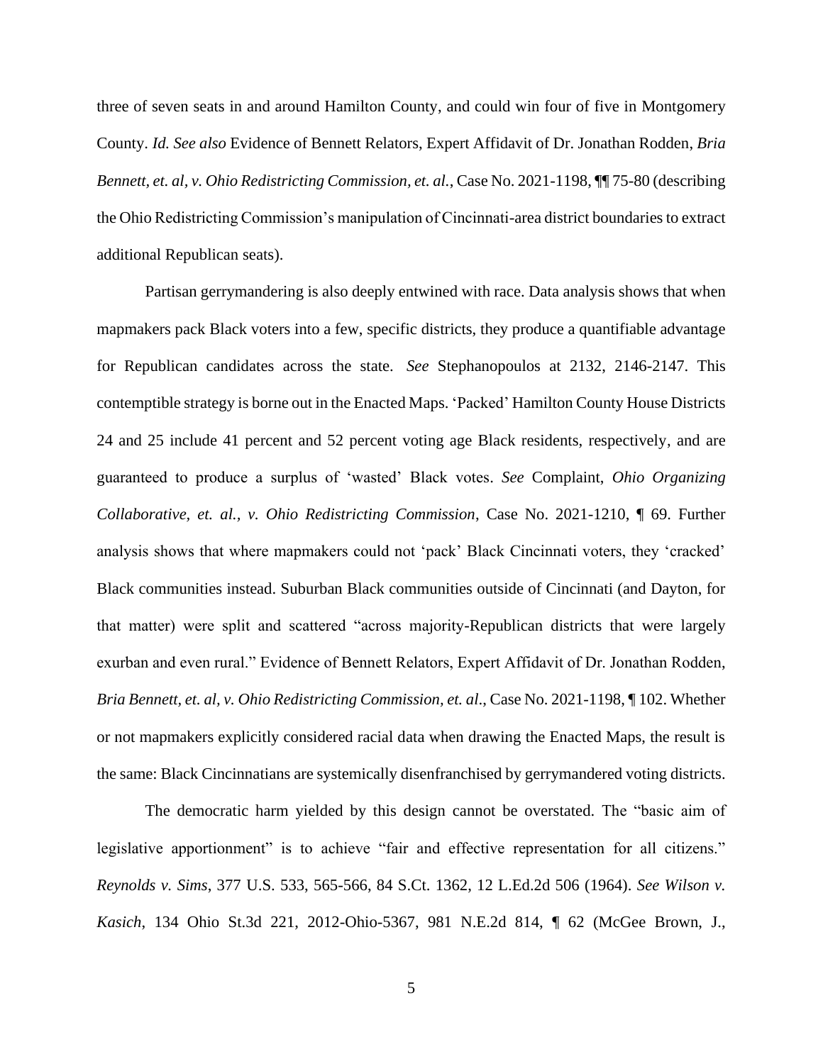three of seven seats in and around Hamilton County, and could win four of five in Montgomery County. *Id. See also* Evidence of Bennett Relators, Expert Affidavit of Dr. Jonathan Rodden, *Bria Bennett, et. al, v. Ohio Redistricting Commission, et. al.*, Case No. 2021-1198, ¶¶ 75-80 (describing the Ohio Redistricting Commission's manipulation of Cincinnati-area district boundaries to extract additional Republican seats).

Partisan gerrymandering is also deeply entwined with race. Data analysis shows that when mapmakers pack Black voters into a few, specific districts, they produce a quantifiable advantage for Republican candidates across the state. *See* Stephanopoulos at 2132, 2146-2147. This contemptible strategy is borne out in the Enacted Maps. 'Packed' Hamilton County House Districts 24 and 25 include 41 percent and 52 percent voting age Black residents, respectively, and are guaranteed to produce a surplus of 'wasted' Black votes. *See* Complaint, *Ohio Organizing Collaborative, et. al., v. Ohio Redistricting Commission*, Case No. 2021-1210, ¶ 69. Further analysis shows that where mapmakers could not 'pack' Black Cincinnati voters, they 'cracked' Black communities instead. Suburban Black communities outside of Cincinnati (and Dayton, for that matter) were split and scattered "across majority-Republican districts that were largely exurban and even rural." Evidence of Bennett Relators, Expert Affidavit of Dr. Jonathan Rodden, *Bria Bennett, et. al, v. Ohio Redistricting Commission, et. al.*, Case No. 2021-1198, ¶ 102. Whether or not mapmakers explicitly considered racial data when drawing the Enacted Maps, the result is the same: Black Cincinnatians are systemically disenfranchised by gerrymandered voting districts.

The democratic harm yielded by this design cannot be overstated. The "basic aim of legislative apportionment" is to achieve "fair and effective representation for all citizens." *Reynolds v. Sims*, 377 U.S. 533, 565-566, 84 S.Ct. 1362, 12 L.Ed.2d 506 (1964). *See Wilson v. Kasich*, 134 Ohio St.3d 221, 2012-Ohio-5367, 981 N.E.2d 814, ¶ 62 (McGee Brown, J.,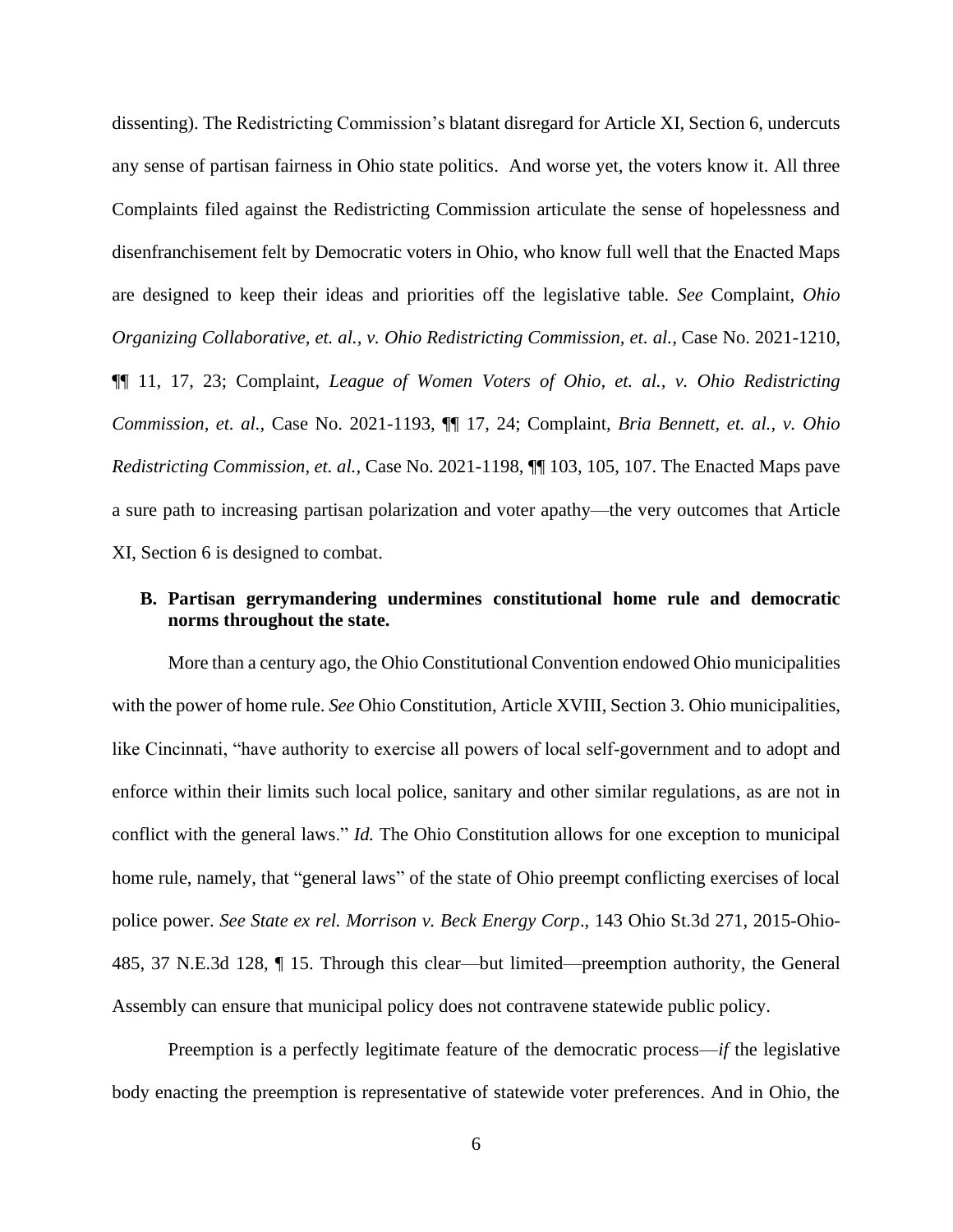dissenting). The Redistricting Commission's blatant disregard for Article XI, Section 6, undercuts any sense of partisan fairness in Ohio state politics. And worse yet, the voters know it. All three Complaints filed against the Redistricting Commission articulate the sense of hopelessness and disenfranchisement felt by Democratic voters in Ohio, who know full well that the Enacted Maps are designed to keep their ideas and priorities off the legislative table. *See* Complaint, *Ohio Organizing Collaborative, et. al., v. Ohio Redistricting Commission, et. al.*, Case No. 2021-1210, ¶¶ 11, 17, 23; Complaint, *League of Women Voters of Ohio, et. al., v. Ohio Redistricting Commission, et. al.*, Case No. 2021-1193, ¶¶ 17, 24; Complaint, *Bria Bennett, et. al., v. Ohio Redistricting Commission, et. al.*, Case No. 2021-1198, ¶¶ 103, 105, 107. The Enacted Maps pave a sure path to increasing partisan polarization and voter apathy—the very outcomes that Article XI, Section 6 is designed to combat.

**B. Partisan gerrymandering undermines constitutional home rule and democratic norms throughout the state.**

More than a century ago, the Ohio Constitutional Convention endowed Ohio municipalities with the power of home rule. *See* Ohio Constitution, Article XVIII, Section 3. Ohio municipalities, like Cincinnati, "have authority to exercise all powers of local self-government and to adopt and enforce within their limits such local police, sanitary and other similar regulations, as are not in conflict with the general laws." *Id.* The Ohio Constitution allows for one exception to municipal home rule, namely, that "general laws" of the state of Ohio preempt conflicting exercises of local police power. *See State ex rel. Morrison v. Beck Energy Corp*., 143 Ohio St.3d 271, 2015-Ohio-485, 37 N.E.3d 128, ¶ 15. Through this clear—but limited—preemption authority, the General Assembly can ensure that municipal policy does not contravene statewide public policy.

Preemption is a perfectly legitimate feature of the democratic process—*if* the legislative body enacting the preemption is representative of statewide voter preferences. And in Ohio, the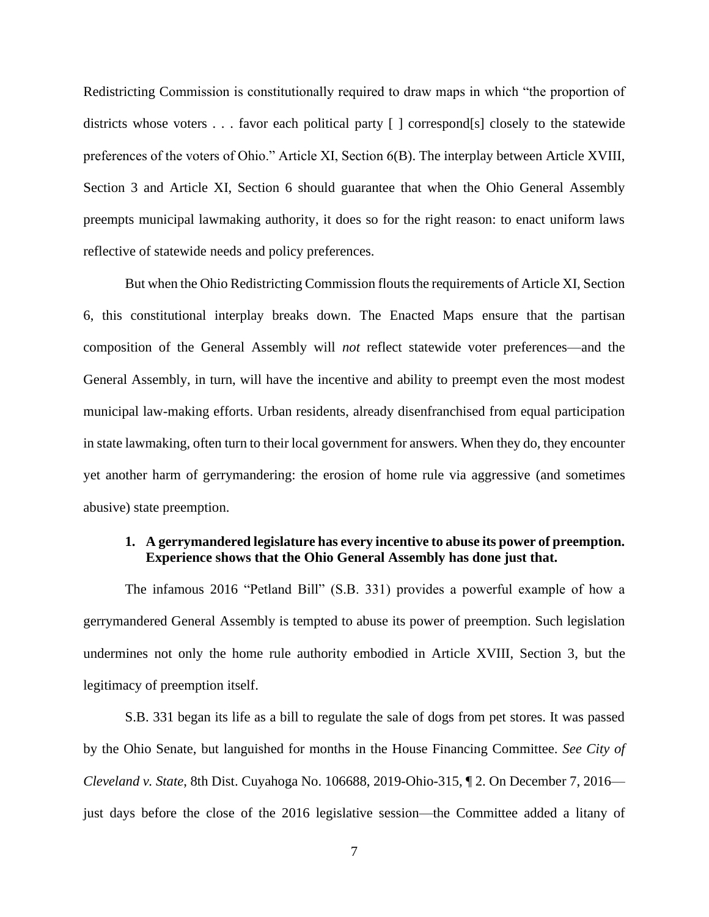Redistricting Commission is constitutionally required to draw maps in which "the proportion of districts whose voters . . . favor each political party [ ] correspond[s] closely to the statewide preferences of the voters of Ohio." Article XI, Section 6(B). The interplay between Article XVIII, Section 3 and Article XI, Section 6 should guarantee that when the Ohio General Assembly preempts municipal lawmaking authority, it does so for the right reason: to enact uniform laws reflective of statewide needs and policy preferences.

But when the Ohio Redistricting Commission flouts the requirements of Article XI, Section 6, this constitutional interplay breaks down. The Enacted Maps ensure that the partisan composition of the General Assembly will *not* reflect statewide voter preferences—and the General Assembly, in turn, will have the incentive and ability to preempt even the most modest municipal law-making efforts. Urban residents, already disenfranchised from equal participation in state lawmaking, often turn to their local government for answers. When they do, they encounter yet another harm of gerrymandering: the erosion of home rule via aggressive (and sometimes abusive) state preemption.

### 1. A gerrymandered legislature has every incentive to abuse its power of preemption. Experience shows that the Ohio General Assembly has done just that.

The infamous 2016 "Petland Bill" (S.B. 331) provides a powerful example of how a gerrymandered General Assembly is tempted to abuse its power of preemption. Such legislation undermines not only the home rule authority embodied in Article XVIII, Section 3, but the legitimacy of preemption itself.

S.B. 331 began its life as a bill to regulate the sale of dogs from pet stores. It was passed by the Ohio Senate, but languished for months in the House Financing Committee. *See City of Cleveland v. State*, 8th Dist. Cuyahoga No. 106688, 2019-Ohio-315, ¶ 2. On December 7, 2016—just days before the close of the 2016 legislative session—the Committee added a litany of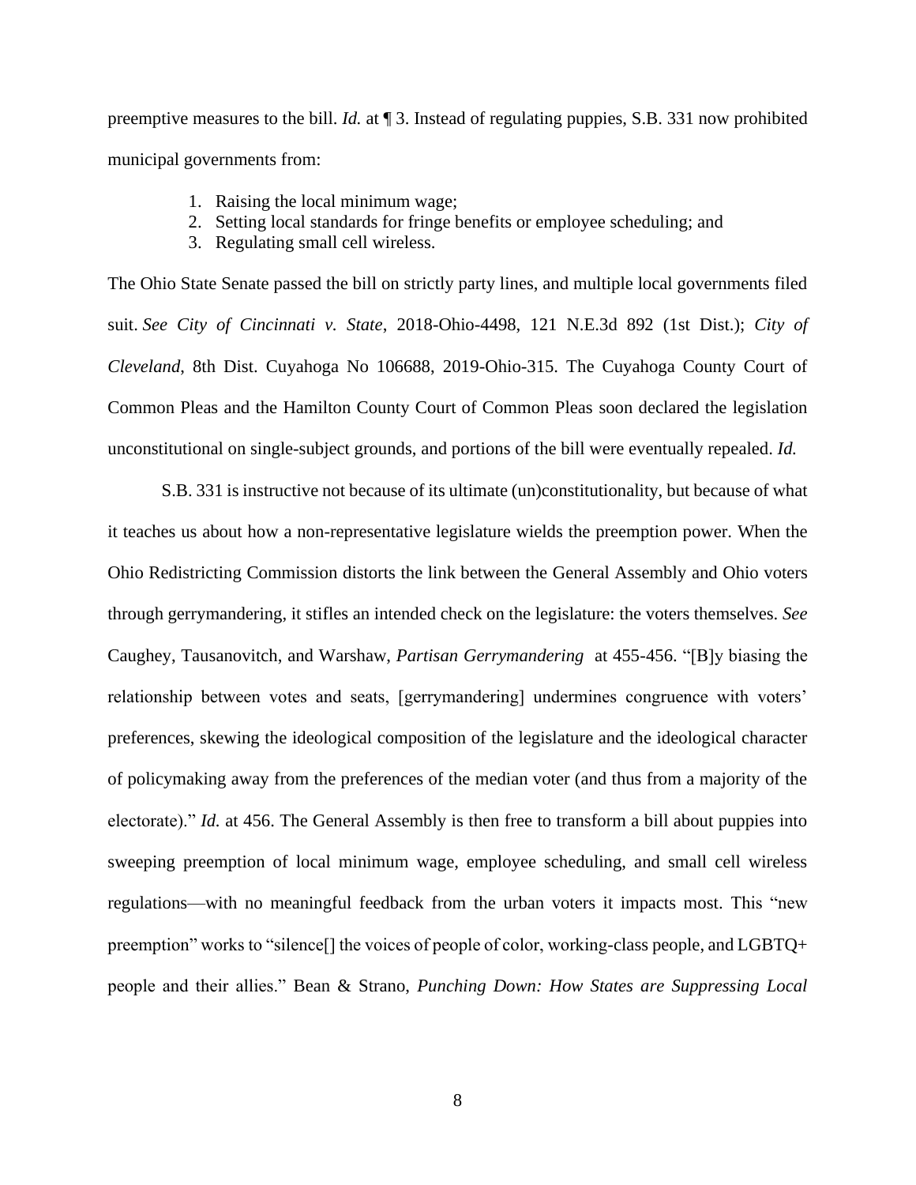preemptive measures to the bill. *Id.* at ¶ 3. Instead of regulating puppies, S.B. 331 now prohibited municipal governments from:

1. Raising the local minimum wage;
2. Setting local standards for fringe benefits or employee scheduling; and
3. Regulating small cell wireless.

The Ohio State Senate passed the bill on strictly party lines, and multiple local governments filed suit. *See City of Cincinnati v. State*, 2018-Ohio-4498, 121 N.E.3d 892 (1st Dist.); *City of Cleveland*, 8th Dist. Cuyahoga No 106688, 2019-Ohio-315. The Cuyahoga County Court of Common Pleas and the Hamilton County Court of Common Pleas soon declared the legislation unconstitutional on single-subject grounds, and portions of the bill were eventually repealed. *Id.*

S.B. 331 is instructive not because of its ultimate (un)constitutionality, but because of what it teaches us about how a non-representative legislature wields the preemption power. When the Ohio Redistricting Commission distorts the link between the General Assembly and Ohio voters through gerrymandering, it stifles an intended check on the legislature: the voters themselves. *See* Caughey, Tausanovitch, and Warshaw, *Partisan Gerrymandering* at 455-456. "[B]y biasing the relationship between votes and seats, [gerrymandering] undermines congruence with voters' preferences, skewing the ideological composition of the legislature and the ideological character of policymaking away from the preferences of the median voter (and thus from a majority of the electorate)." *Id.* at 456. The General Assembly is then free to transform a bill about puppies into sweeping preemption of local minimum wage, employee scheduling, and small cell wireless regulations—with no meaningful feedback from the urban voters it impacts most. This "new preemption" works to "silence[] the voices of people of color, working-class people, and LGBTQ+ people and their allies." Bean & Strano, *Punching Down: How States are Suppressing Local*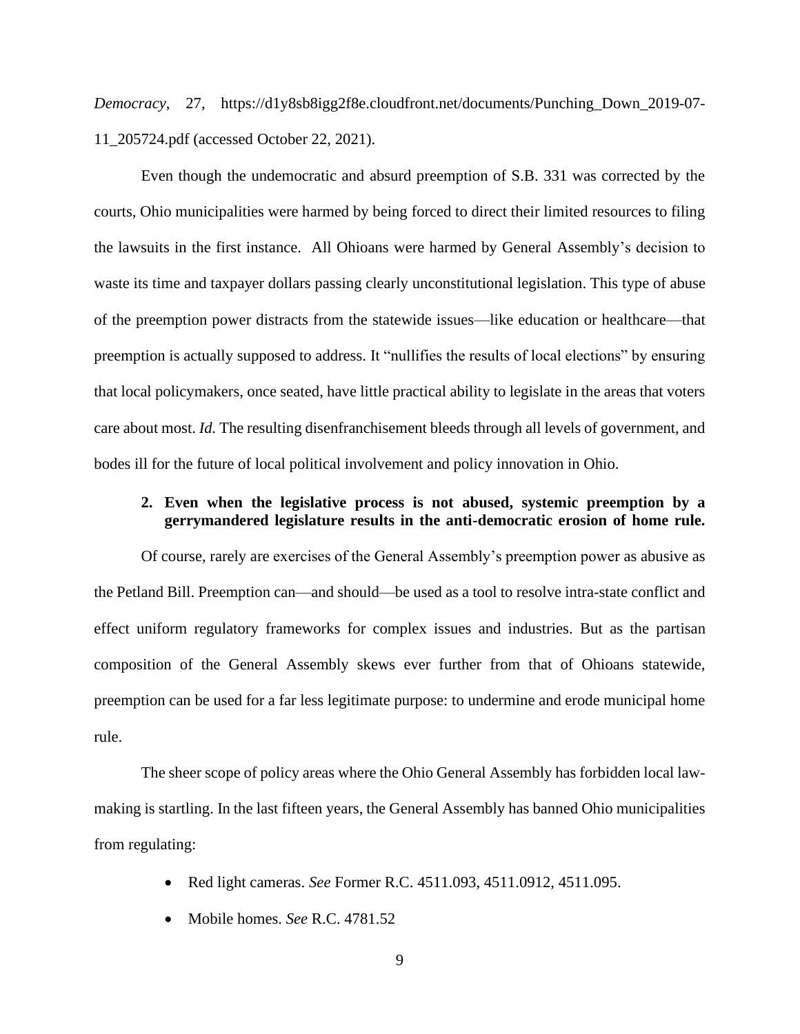*Democracy*, 27, https://d1y8sb8igg2f8e.cloudfront.net/documents/Punching_Down_2019-07-11_205724.pdf (accessed October 22, 2021).

Even though the undemocratic and absurd preemption of S.B. 331 was corrected by the courts, Ohio municipalities were harmed by being forced to direct their limited resources to filing the lawsuits in the first instance. All Ohioans were harmed by General Assembly's decision to waste its time and taxpayer dollars passing clearly unconstitutional legislation. This type of abuse of the preemption power distracts from the statewide issues—like education or healthcare—that preemption is actually supposed to address. It "nullifies the results of local elections" by ensuring that local policymakers, once seated, have little practical ability to legislate in the areas that voters care about most. *Id.* The resulting disenfranchisement bleeds through all levels of government, and bodes ill for the future of local political involvement and policy innovation in Ohio.

### 2. Even when the legislative process is not abused, systemic preemption by a gerrymandered legislature results in the anti-democratic erosion of home rule.

Of course, rarely are exercises of the General Assembly's preemption power as abusive as the Petland Bill. Preemption can—and should—be used as a tool to resolve intra-state conflict and effect uniform regulatory frameworks for complex issues and industries. But as the partisan composition of the General Assembly skews ever further from that of Ohioans statewide, preemption can be used for a far less legitimate purpose: to undermine and erode municipal home rule.

The sheer scope of policy areas where the Ohio General Assembly has forbidden local law-making is startling. In the last fifteen years, the General Assembly has banned Ohio municipalities from regulating:

- Red light cameras. *See* Former R.C. 4511.093, 4511.0912, 4511.095.
- Mobile homes. *See* R.C. 4781.52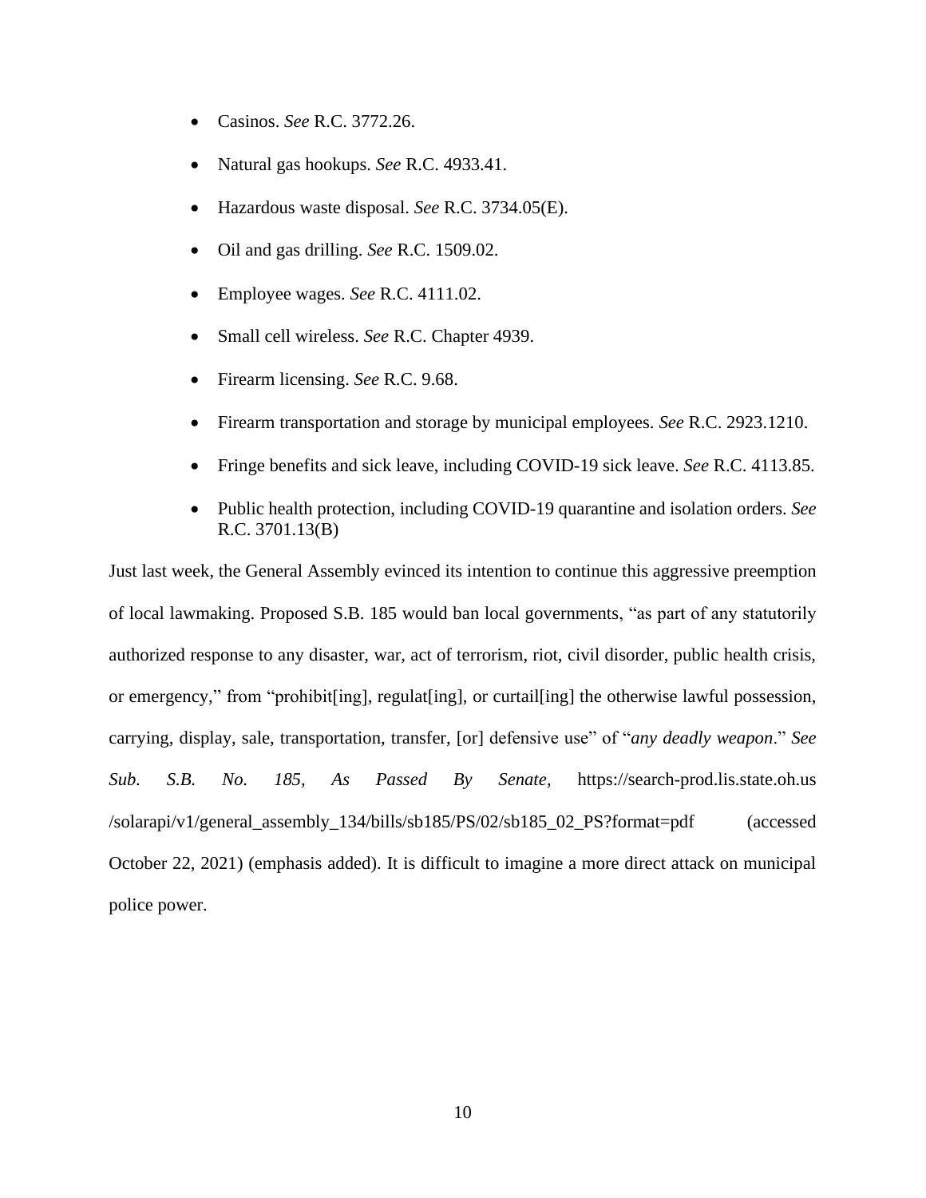- Casinos. *See* R.C. 3772.26.
- Natural gas hookups. *See* R.C. 4933.41.
- Hazardous waste disposal. *See* R.C. 3734.05(E).
- Oil and gas drilling. *See* R.C. 1509.02.
- Employee wages. *See* R.C. 4111.02.
- Small cell wireless. *See* R.C. Chapter 4939.
- Firearm licensing. *See* R.C. 9.68.
- Firearm transportation and storage by municipal employees. *See* R.C. 2923.1210.
- Fringe benefits and sick leave, including COVID-19 sick leave. *See* R.C. 4113.85.
- Public health protection, including COVID-19 quarantine and isolation orders. *See* R.C. 3701.13(B)

Just last week, the General Assembly evinced its intention to continue this aggressive preemption of local lawmaking. Proposed S.B. 185 would ban local governments, "as part of any statutorily authorized response to any disaster, war, act of terrorism, riot, civil disorder, public health crisis, or emergency," from "prohibit[ing], regulat[ing], or curtail[ing] the otherwise lawful possession, carrying, display, sale, transportation, transfer, [or] defensive use" of "*any deadly weapon*." *See Sub. S.B. No. 185, As Passed By Senate*, https://search-prod.lis.state.oh.us/solarapi/v1/general_assembly_134/bills/sb185/PS/02/sb185_02_PS?format=pdf (accessed October 22, 2021) (emphasis added). It is difficult to imagine a more direct attack on municipal police power.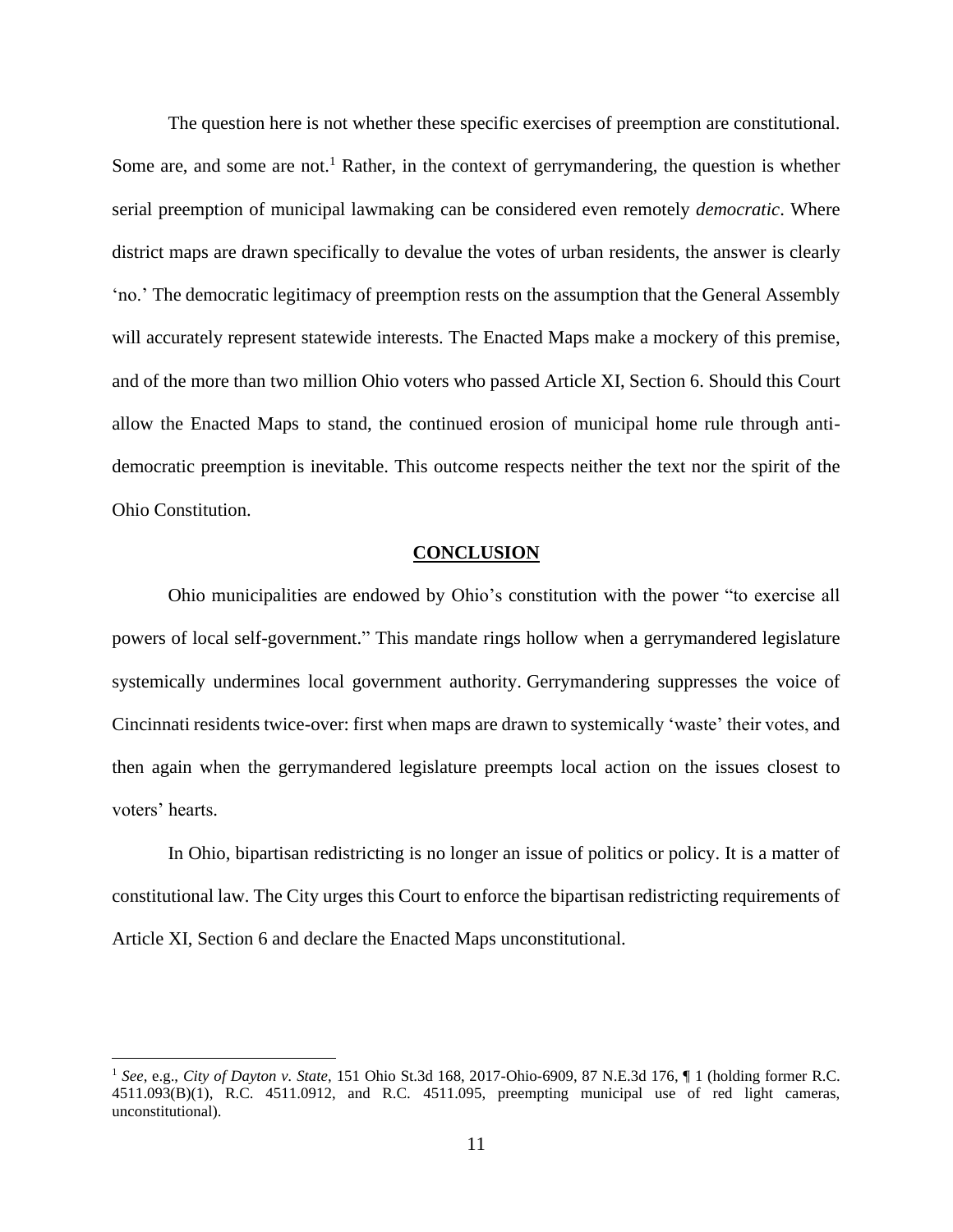The question here is not whether these specific exercises of preemption are constitutional. Some are, and some are not.[1] Rather, in the context of gerrymandering, the question is whether serial preemption of municipal lawmaking can be considered even remotely *democratic*. Where district maps are drawn specifically to devalue the votes of urban residents, the answer is clearly 'no.' The democratic legitimacy of preemption rests on the assumption that the General Assembly will accurately represent statewide interests. The Enacted Maps make a mockery of this premise, and of the more than two million Ohio voters who passed Article XI, Section 6. Should this Court allow the Enacted Maps to stand, the continued erosion of municipal home rule through anti-democratic preemption is inevitable. This outcome respects neither the text nor the spirit of the Ohio Constitution.

## **CONCLUSION**

Ohio municipalities are endowed by Ohio's constitution with the power "to exercise all powers of local self-government." This mandate rings hollow when a gerrymandered legislature systemically undermines local government authority. Gerrymandering suppresses the voice of Cincinnati residents twice-over: first when maps are drawn to systemically 'waste' their votes, and then again when the gerrymandered legislature preempts local action on the issues closest to voters' hearts.

In Ohio, bipartisan redistricting is no longer an issue of politics or policy. It is a matter of constitutional law. The City urges this Court to enforce the bipartisan redistricting requirements of Article XI, Section 6 and declare the Enacted Maps unconstitutional.

---

[1] *See*, e.g., *City of Dayton v. State*, 151 Ohio St.3d 168, 2017-Ohio-6909, 87 N.E.3d 176, ¶ 1 (holding former R.C. 4511.093(B)(1), R.C. 4511.0912, and R.C. 4511.095, preempting municipal use of red light cameras, unconstitutional).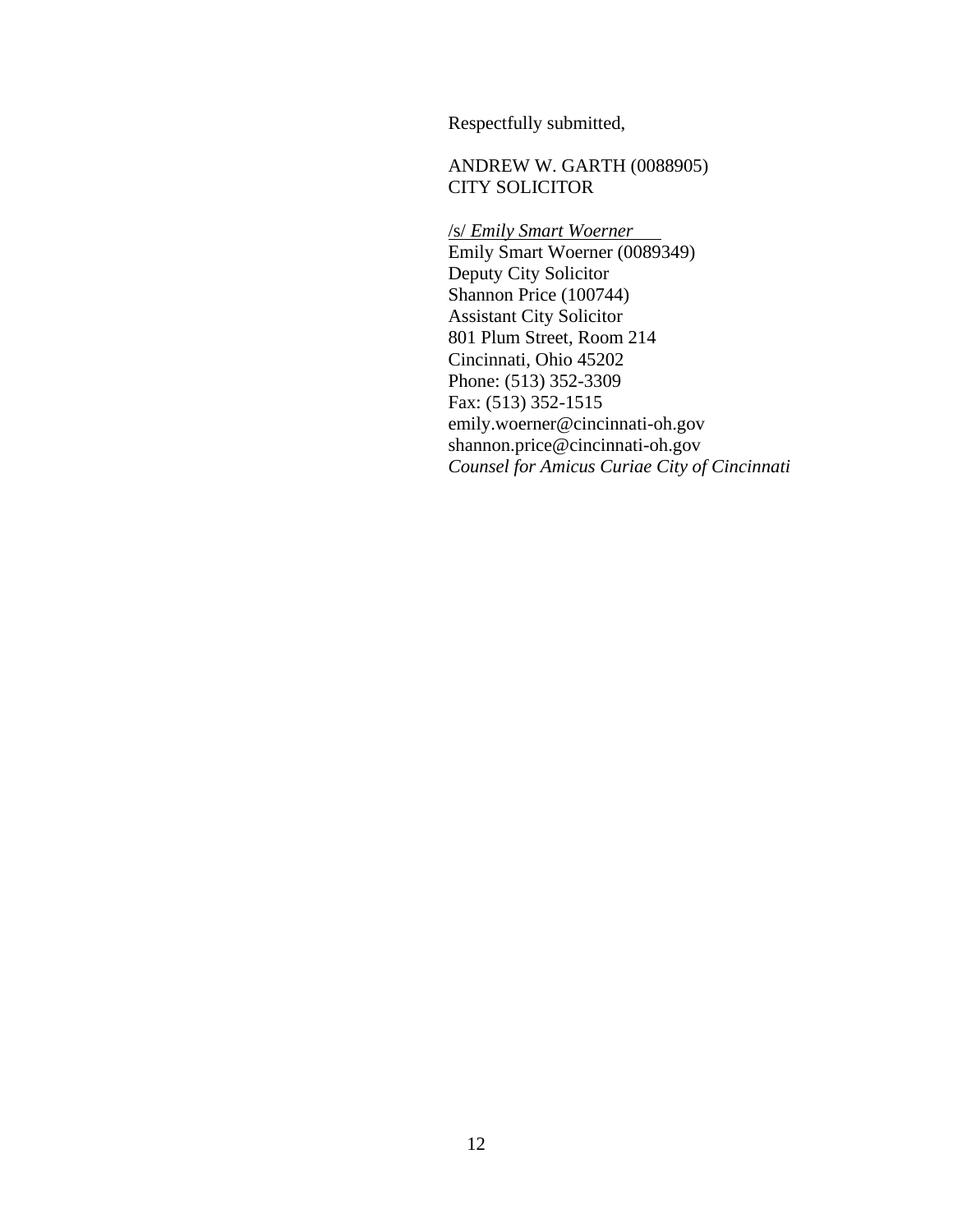Respectfully submitted,

ANDREW W. GARTH (0088905)
CITY SOLICITOR

/s/ *Emily Smart Woerner*
Emily Smart Woerner (0089349)
Deputy City Solicitor
Shannon Price (100744)
Assistant City Solicitor
801 Plum Street, Room 214
Cincinnati, Ohio 45202
Phone: (513) 352-3309
Fax: (513) 352-1515
emily.woerner@cincinnati-oh.gov
shannon.price@cincinnati-oh.gov
*Counsel for Amicus Curiae City of Cincinnati*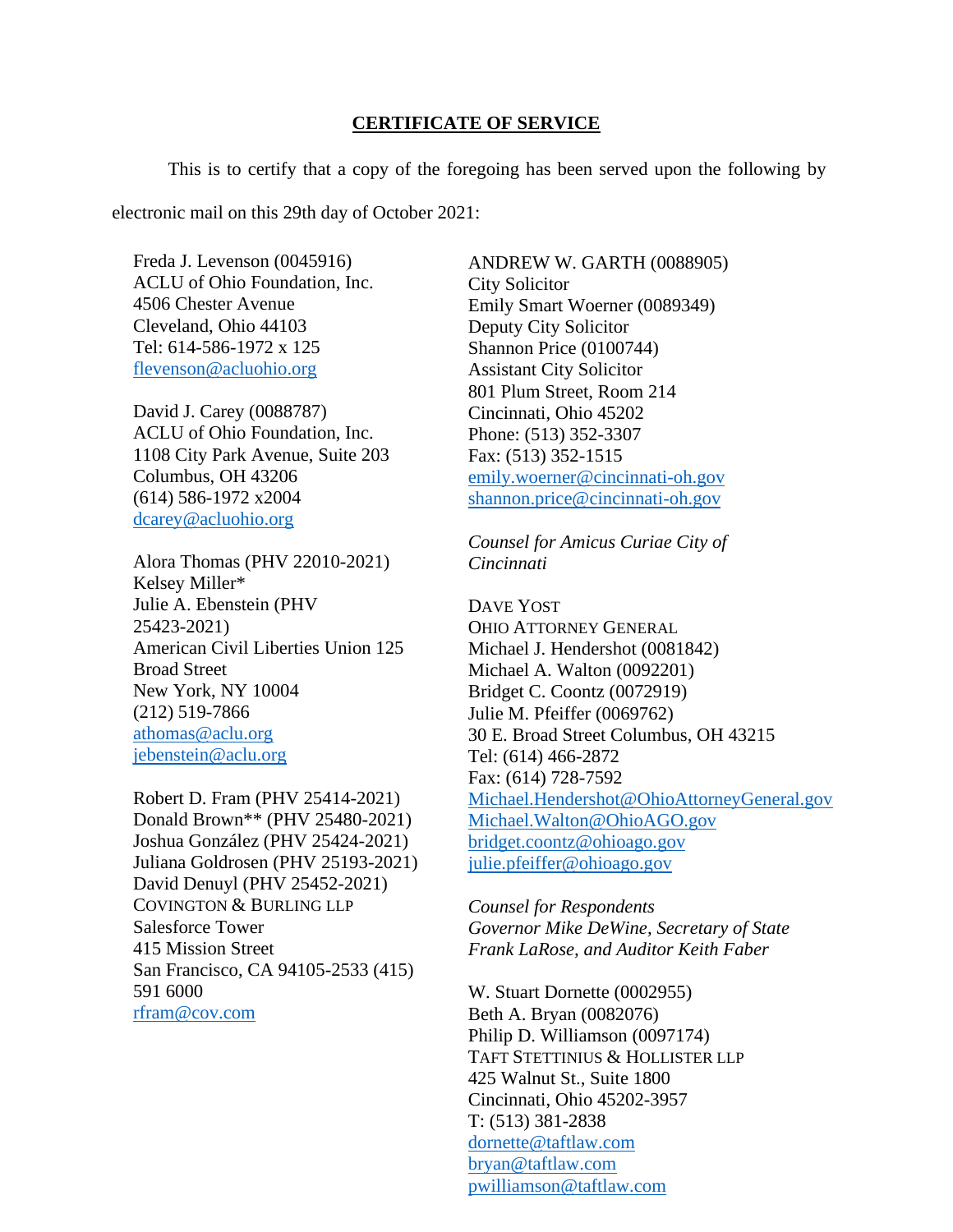**CERTIFICATE OF SERVICE**

This is to certify that a copy of the foregoing has been served upon the following by electronic mail on this 29th day of October 2021:

Freda J. Levenson (0045916)
ACLU of Ohio Foundation, Inc.
4506 Chester Avenue
Cleveland, Ohio 44103
Tel: 614-586-1972 x 125
flevenson@acluohio.org

David J. Carey (0088787)
ACLU of Ohio Foundation, Inc.
1108 City Park Avenue, Suite 203
Columbus, OH 43206
(614) 586-1972 x2004
dcarey@acluohio.org

Alora Thomas (PHV 22010-2021)
Kelsey Miller*
Julie A. Ebenstein (PHV 25423-2021)
American Civil Liberties Union 125 Broad Street
New York, NY 10004
(212) 519-7866
athomas@aclu.org
jebenstein@aclu.org

Robert D. Fram (PHV 25414-2021)
Donald Brown** (PHV 25480-2021)
Joshua González (PHV 25424-2021)
Juliana Goldrosen (PHV 25193-2021)
David Denuyl (PHV 25452-2021)
COVINGTON & BURLING LLP
Salesforce Tower
415 Mission Street
San Francisco, CA 94105-2533 (415) 591 6000
rfram@cov.com

ANDREW W. GARTH (0088905)
City Solicitor
Emily Smart Woerner (0089349)
Deputy City Solicitor
Shannon Price (0100744)
Assistant City Solicitor
801 Plum Street, Room 214
Cincinnati, Ohio 45202
Phone: (513) 352-3307
Fax: (513) 352-1515
emily.woerner@cincinnati-oh.gov
shannon.price@cincinnati-oh.gov

*Counsel for Amicus Curiae City of Cincinnati*

DAVE YOST
OHIO ATTORNEY GENERAL
Michael J. Hendershot (0081842)
Michael A. Walton (0092201)
Bridget C. Coontz (0072919)
Julie M. Pfeiffer (0069762)
30 E. Broad Street Columbus, OH 43215
Tel: (614) 466-2872
Fax: (614) 728-7592
Michael.Hendershot@OhioAttorneyGeneral.gov
Michael.Walton@OhioAGO.gov
bridget.coontz@ohioago.gov
julie.pfeiffer@ohioago.gov

*Counsel for Respondents Governor Mike DeWine, Secretary of State Frank LaRose, and Auditor Keith Faber*

W. Stuart Dornette (0002955)
Beth A. Bryan (0082076)
Philip D. Williamson (0097174)
TAFT STETTINIUS & HOLLISTER LLP
425 Walnut St., Suite 1800
Cincinnati, Ohio 45202-3957
T: (513) 381-2838
dornette@taftlaw.com
bryan@taftlaw.com
pwilliamson@taftlaw.com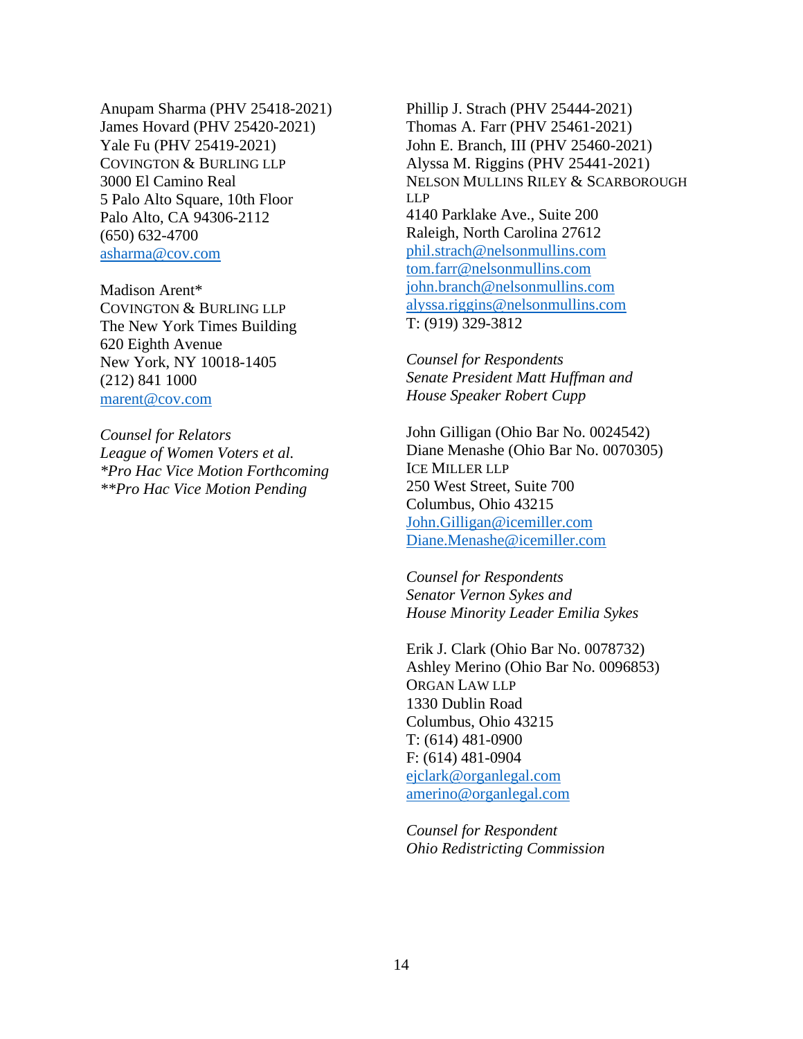Anupam Sharma (PHV 25418-2021)
James Hovard (PHV 25420-2021)
Yale Fu (PHV 25419-2021)
COVINGTON & BURLING LLP
3000 El Camino Real
5 Palo Alto Square, 10th Floor
Palo Alto, CA 94306-2112
(650) 632-4700
asharma@cov.com

Madison Arent*
COVINGTON & BURLING LLP
The New York Times Building
620 Eighth Avenue
New York, NY 10018-1405
(212) 841 1000
marent@cov.com

*Counsel for Relators*
*League of Women Voters et al.*
*\*Pro Hac Vice Motion Forthcoming*
*\*\*Pro Hac Vice Motion Pending*

Phillip J. Strach (PHV 25444-2021)
Thomas A. Farr (PHV 25461-2021)
John E. Branch, III (PHV 25460-2021)
Alyssa M. Riggins (PHV 25441-2021)
NELSON MULLINS RILEY & SCARBOROUGH LLP
4140 Parklake Ave., Suite 200
Raleigh, North Carolina 27612
phil.strach@nelsonmullins.com
tom.farr@nelsonmullins.com
john.branch@nelsonmullins.com
alyssa.riggins@nelsonmullins.com
T: (919) 329-3812

*Counsel for Respondents*
*Senate President Matt Huffman and*
*House Speaker Robert Cupp*

John Gilligan (Ohio Bar No. 0024542)
Diane Menashe (Ohio Bar No. 0070305)
ICE MILLER LLP
250 West Street, Suite 700
Columbus, Ohio 43215
John.Gilligan@icemiller.com
Diane.Menashe@icemiller.com

*Counsel for Respondents*
*Senator Vernon Sykes and*
*House Minority Leader Emilia Sykes*

Erik J. Clark (Ohio Bar No. 0078732)
Ashley Merino (Ohio Bar No. 0096853)
ORGAN LAW LLP
1330 Dublin Road
Columbus, Ohio 43215
T: (614) 481-0900
F: (614) 481-0904
ejclark@organlegal.com
amerino@organlegal.com

*Counsel for Respondent*
*Ohio Redistricting Commission*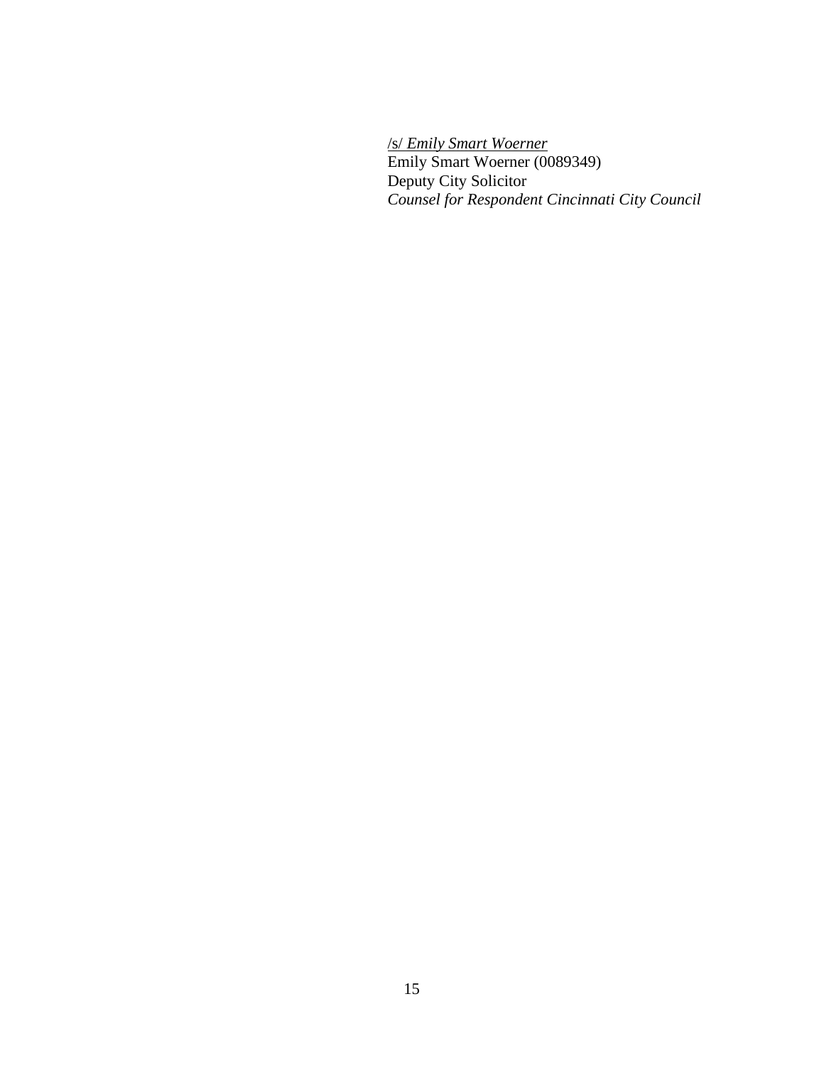/s/ *Emily Smart Woerner*
Emily Smart Woerner (0089349)
Deputy City Solicitor
*Counsel for Respondent Cincinnati City Council*